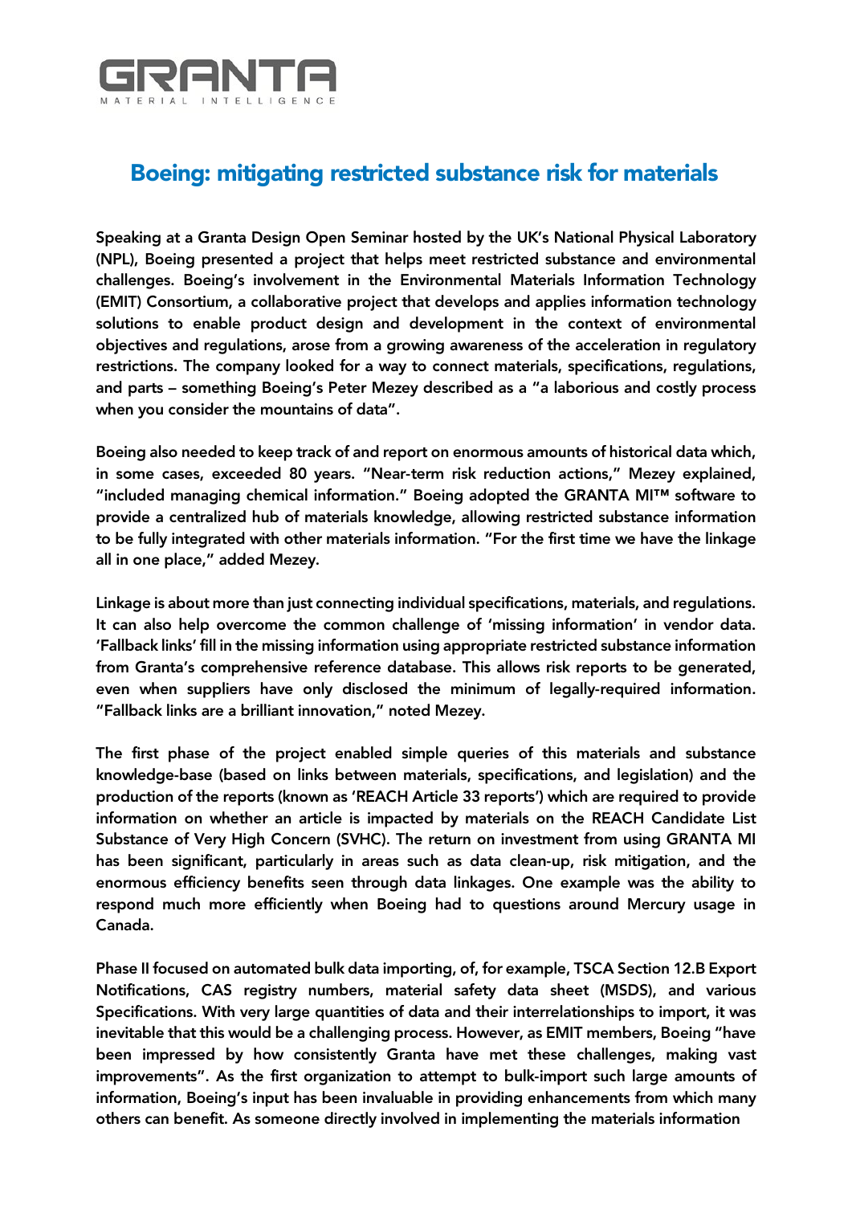GRANTA

MATERIAL INTELLIGENCE

# Boeing: mitigating restricted substance risk for materials

**Speaking at a Granta Design Open Seminar hosted by the UK's National Physical Laboratory (NPL), Boeing presented a project that helps meet restricted substance and environmental challenges. Boeing's involvement in the Environmental Materials Information Technology (EMIT) Consortium, a collaborative project that develops and applies information technology solutions to enable product design and development in the context of environmental objectives and regulations, arose from a growing awareness of the acceleration in regulatory restrictions. The company looked for a way to connect materials, specifications, regulations, and parts – something Boeing's Peter Mezey described as a "a laborious and costly process when you consider the mountains of data".**

**Boeing also needed to keep track of and report on enormous amounts of historical data which, in some cases, exceeded 80 years. "Near-term risk reduction actions," Mezey explained, "included managing chemical information." Boeing adopted the GRANTA MI™ software to provide a centralized hub of materials knowledge, allowing restricted substance information to be fully integrated with other materials information. "For the first time we have the linkage all in one place," added Mezey.**

**Linkage is about more than just connecting individual specifications, materials, and regulations. It can also help overcome the common challenge of 'missing information' in vendor data. 'Fallback links' fill in the missing information using appropriate restricted substance information from Granta's comprehensive reference database. This allows risk reports to be generated, even when suppliers have only disclosed the minimum of legally-required information. "Fallback links are a brilliant innovation," noted Mezey.**

**The first phase of the project enabled simple queries of this materials and substance knowledge-base (based on links between materials, specifications, and legislation) and the production of the reports (known as 'REACH Article 33 reports') which are required to provide information on whether an article is impacted by materials on the REACH Candidate List Substance of Very High Concern (SVHC). The return on investment from using GRANTA MI has been significant, particularly in areas such as data clean-up, risk mitigation, and the enormous efficiency benefits seen through data linkages. One example was the ability to respond much more efficiently when Boeing had to questions around Mercury usage in Canada.**

**Phase II focused on automated bulk data importing, of, for example, TSCA Section 12.B Export Notifications, CAS registry numbers, material safety data sheet (MSDS), and various Specifications. With very large quantities of data and their interrelationships to import, it was inevitable that this would be a challenging process. However, as EMIT members, Boeing "have been impressed by how consistently Granta have met these challenges, making vast improvements". As the first organization to attempt to bulk-import such large amounts of information, Boeing's input has been invaluable in providing enhancements from which many others can benefit. As someone directly involved in implementing the materials information**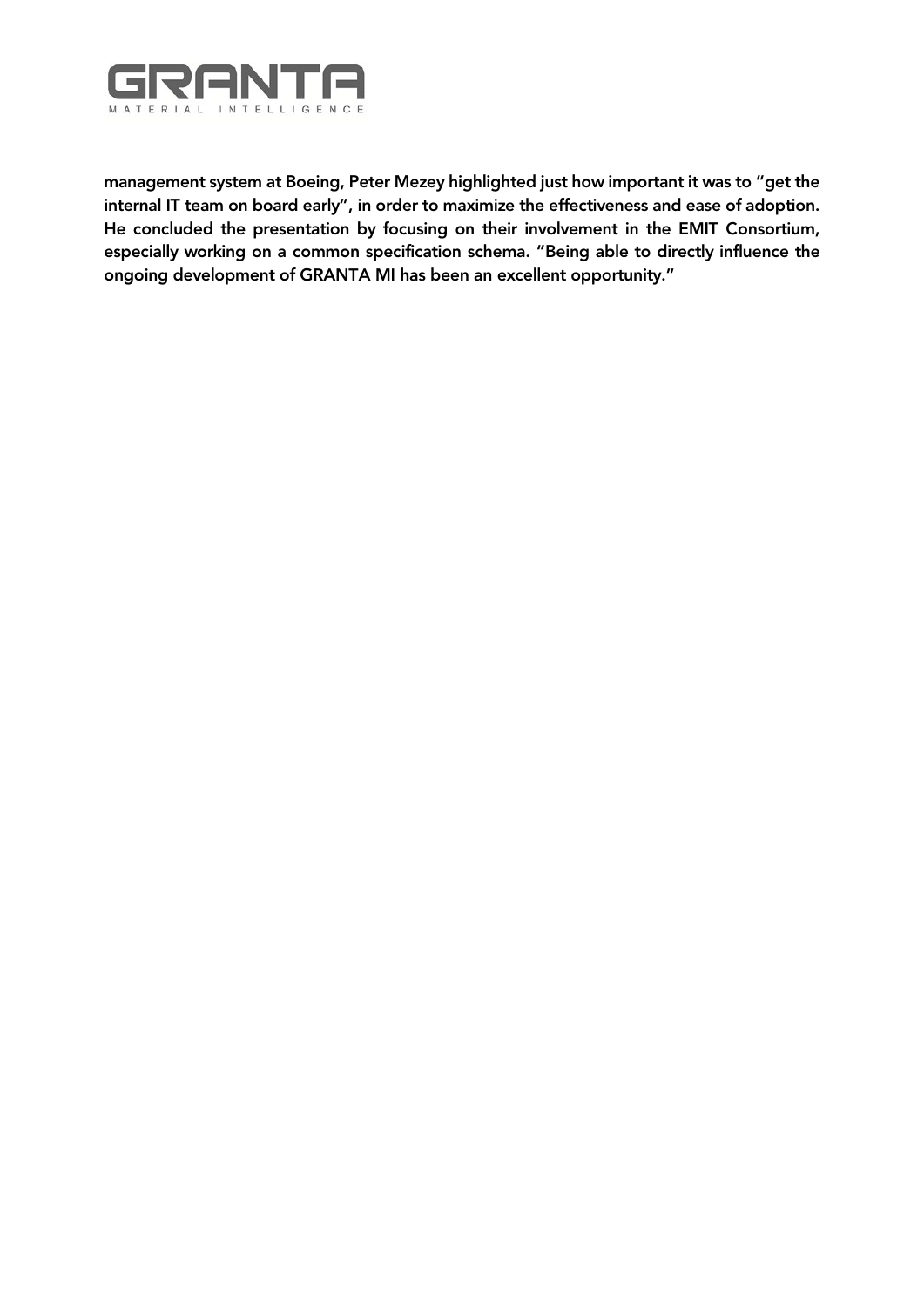**management system at Boeing, Peter Mezey highlighted just how important it was to "get the internal IT team on board early", in order to maximize the effectiveness and ease of adoption. He concluded the presentation by focusing on their involvement in the EMIT Consortium, especially working on a common specification schema. "Being able to directly influence the ongoing development of GRANTA MI has been an excellent opportunity."**